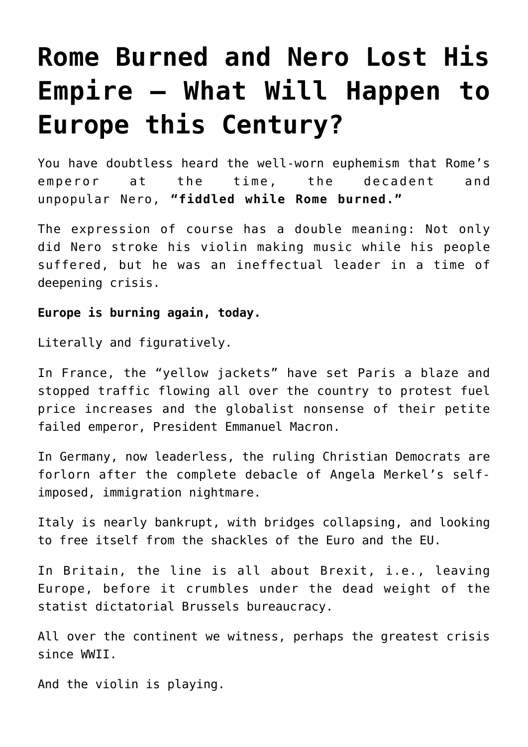# Rome Burned and Nero Lost His Empire – What Will Happen to Europe this Century?

You have doubtless heard the well-worn euphemism that Rome's emperor at the time, the decadent and unpopular Nero, **"fiddled while Rome burned."**

The expression of course has a double meaning: Not only did Nero stroke his violin making music while his people suffered, but he was an ineffectual leader in a time of deepening crisis.

**Europe is burning again, today.**

Literally and figuratively.

In France, the "yellow jackets" have set Paris a blaze and stopped traffic flowing all over the country to protest fuel price increases and the globalist nonsense of their petite failed emperor, President Emmanuel Macron.

In Germany, now leaderless, the ruling Christian Democrats are forlorn after the complete debacle of Angela Merkel's self-imposed, immigration nightmare.

Italy is nearly bankrupt, with bridges collapsing, and looking to free itself from the shackles of the Euro and the EU.

In Britain, the line is all about Brexit, i.e., leaving Europe, before it crumbles under the dead weight of the statist dictatorial Brussels bureaucracy.

All over the continent we witness, perhaps the greatest crisis since WWII.

And the violin is playing.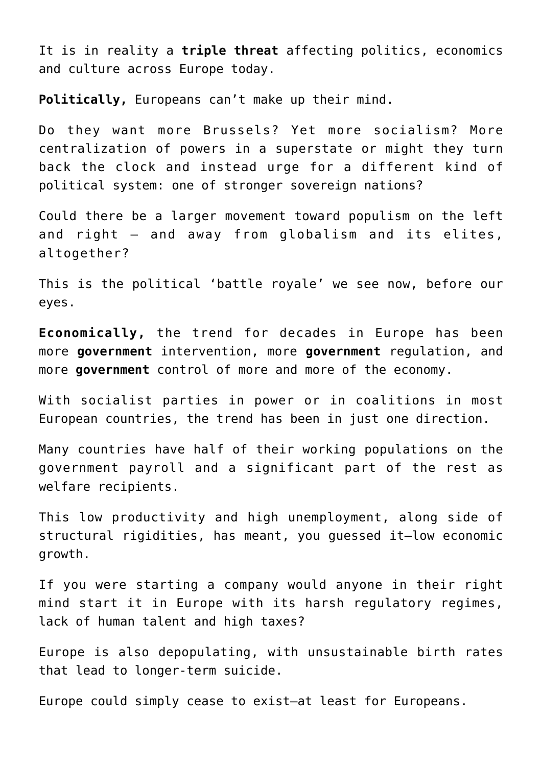It is in reality a **triple threat** affecting politics, economics and culture across Europe today.

**Politically,** Europeans can't make up their mind.

Do they want more Brussels? Yet more socialism? More centralization of powers in a superstate or might they turn back the clock and instead urge for a different kind of political system: one of stronger sovereign nations?

Could there be a larger movement toward populism on the left and right – and away from globalism and its elites, altogether?

This is the political 'battle royale' we see now, before our eyes.

**Economically,** the trend for decades in Europe has been more **government** intervention, more **government** regulation, and more **government** control of more and more of the economy.

With socialist parties in power or in coalitions in most European countries, the trend has been in just one direction.

Many countries have half of their working populations on the government payroll and a significant part of the rest as welfare recipients.

This low productivity and high unemployment, along side of structural rigidities, has meant, you guessed it—low economic growth.

If you were starting a company would anyone in their right mind start it in Europe with its harsh regulatory regimes, lack of human talent and high taxes?

Europe is also depopulating, with unsustainable birth rates that lead to longer-term suicide.

Europe could simply cease to exist—at least for Europeans.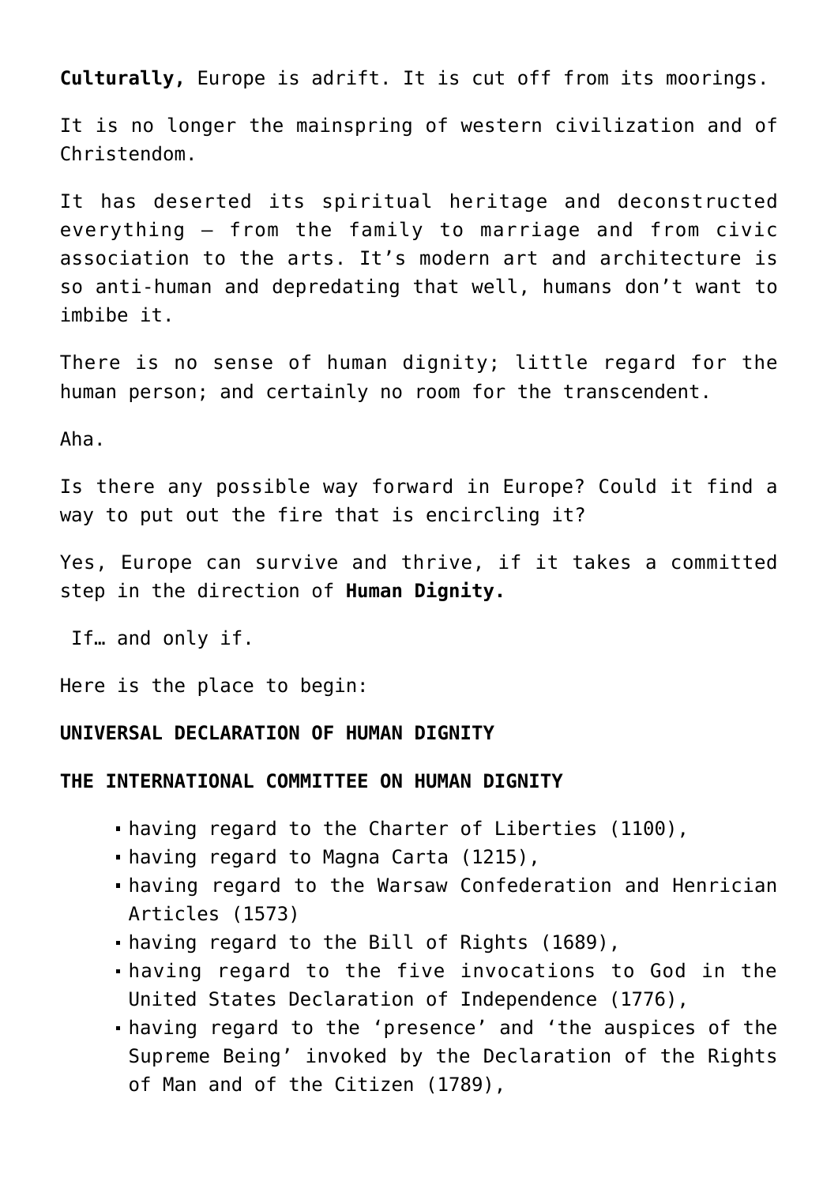**Culturally,** Europe is adrift. It is cut off from its moorings.

It is no longer the mainspring of western civilization and of Christendom.

It has deserted its spiritual heritage and deconstructed everything – from the family to marriage and from civic association to the arts. It's modern art and architecture is so anti-human and depredating that well, humans don't want to imbibe it.

There is no sense of human dignity; little regard for the human person; and certainly no room for the transcendent.

Aha.

Is there any possible way forward in Europe? Could it find a way to put out the fire that is encircling it?

Yes, Europe can survive and thrive, if it takes a committed step in the direction of **Human Dignity.**

If… and only if.

Here is the place to begin:

**UNIVERSAL DECLARATION OF HUMAN DIGNITY**

**THE INTERNATIONAL COMMITTEE ON HUMAN DIGNITY**

- having regard to the Charter of Liberties (1100),
- having regard to Magna Carta (1215),
- having regard to the Warsaw Confederation and Henrician Articles (1573)
- having regard to the Bill of Rights (1689),
- having regard to the five invocations to God in the United States Declaration of Independence (1776),
- having regard to the 'presence' and 'the auspices of the Supreme Being' invoked by the Declaration of the Rights of Man and of the Citizen (1789),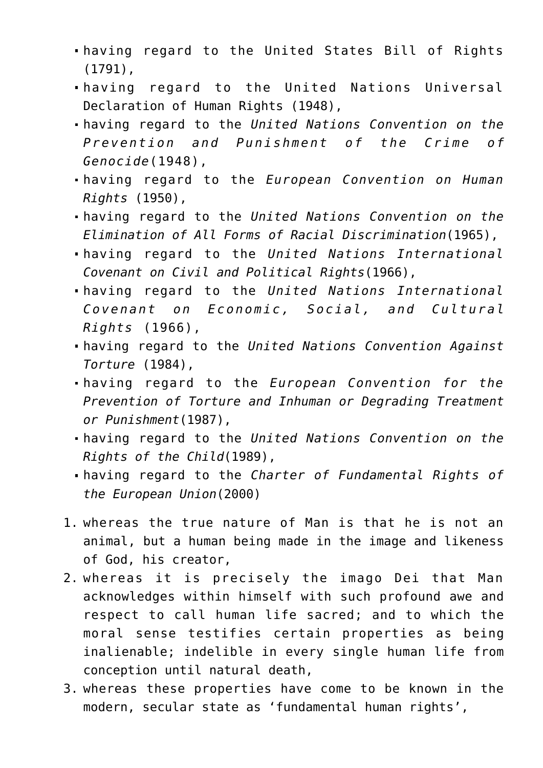- having regard to the United States Bill of Rights (1791),
- having regard to the United Nations Universal Declaration of Human Rights (1948),
- having regard to the *United Nations Convention on the Prevention and Punishment of the Crime of Genocide*(1948),
- having regard to the *European Convention on Human Rights* (1950),
- having regard to the *United Nations Convention on the Elimination of All Forms of Racial Discrimination*(1965),
- having regard to the *United Nations International Covenant on Civil and Political Rights*(1966),
- having regard to the *United Nations International Covenant on Economic, Social, and Cultural Rights* (1966),
- having regard to the *United Nations Convention Against Torture* (1984),
- having regard to the *European Convention for the Prevention of Torture and Inhuman or Degrading Treatment or Punishment*(1987),
- having regard to the *United Nations Convention on the Rights of the Child*(1989),
- having regard to the *Charter of Fundamental Rights of the European Union*(2000)

1. whereas the true nature of Man is that he is not an animal, but a human being made in the image and likeness of God, his creator,
2. whereas it is precisely the imago Dei that Man acknowledges within himself with such profound awe and respect to call human life sacred; and to which the moral sense testifies certain properties as being inalienable; indelible in every single human life from conception until natural death,
3. whereas these properties have come to be known in the modern, secular state as 'fundamental human rights',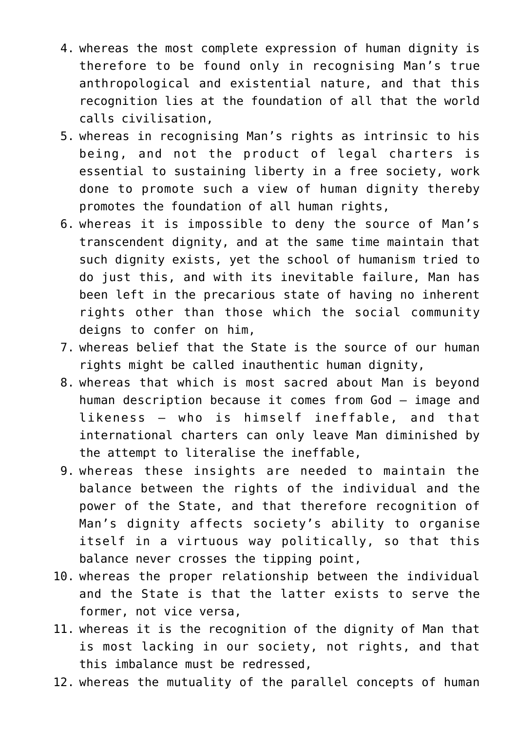4. whereas the most complete expression of human dignity is therefore to be found only in recognising Man's true anthropological and existential nature, and that this recognition lies at the foundation of all that the world calls civilisation,
5. whereas in recognising Man's rights as intrinsic to his being, and not the product of legal charters is essential to sustaining liberty in a free society, work done to promote such a view of human dignity thereby promotes the foundation of all human rights,
6. whereas it is impossible to deny the source of Man's transcendent dignity, and at the same time maintain that such dignity exists, yet the school of humanism tried to do just this, and with its inevitable failure, Man has been left in the precarious state of having no inherent rights other than those which the social community deigns to confer on him,
7. whereas belief that the State is the source of our human rights might be called inauthentic human dignity,
8. whereas that which is most sacred about Man is beyond human description because it comes from God – image and likeness – who is himself ineffable, and that international charters can only leave Man diminished by the attempt to literalise the ineffable,
9. whereas these insights are needed to maintain the balance between the rights of the individual and the power of the State, and that therefore recognition of Man's dignity affects society's ability to organise itself in a virtuous way politically, so that this balance never crosses the tipping point,
10. whereas the proper relationship between the individual and the State is that the latter exists to serve the former, not vice versa,
11. whereas it is the recognition of the dignity of Man that is most lacking in our society, not rights, and that this imbalance must be redressed,
12. whereas the mutuality of the parallel concepts of human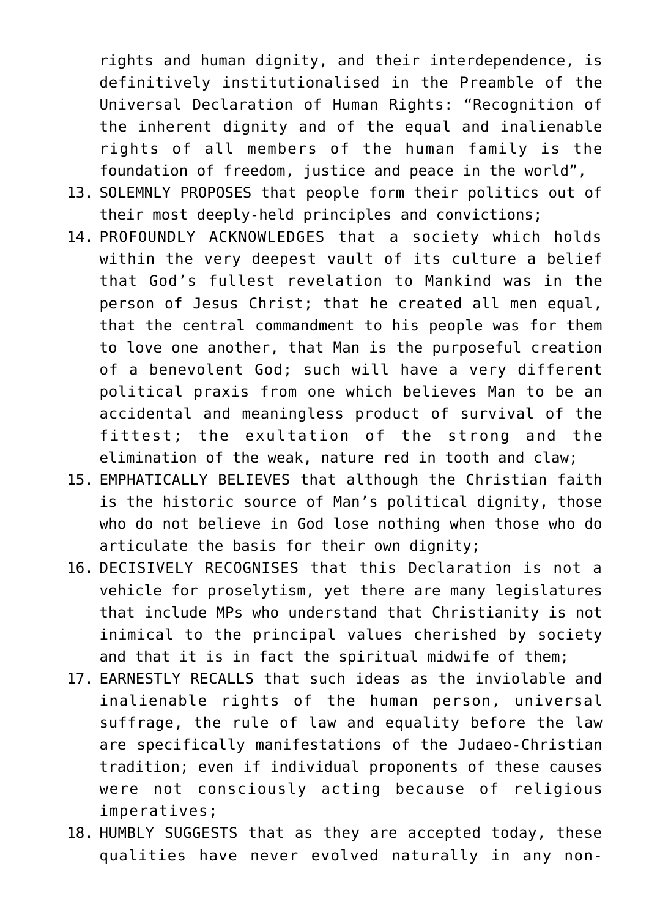rights and human dignity, and their interdependence, is definitively institutionalised in the Preamble of the Universal Declaration of Human Rights: “Recognition of the inherent dignity and of the equal and inalienable rights of all members of the human family is the foundation of freedom, justice and peace in the world”,

13. SOLEMNLY PROPOSES that people form their politics out of their most deeply-held principles and convictions;
14. PROFOUNDLY ACKNOWLEDGES that a society which holds within the very deepest vault of its culture a belief that God’s fullest revelation to Mankind was in the person of Jesus Christ; that he created all men equal, that the central commandment to his people was for them to love one another, that Man is the purposeful creation of a benevolent God; such will have a very different political praxis from one which believes Man to be an accidental and meaningless product of survival of the fittest; the exultation of the strong and the elimination of the weak, nature red in tooth and claw;
15. EMPHATICALLY BELIEVES that although the Christian faith is the historic source of Man’s political dignity, those who do not believe in God lose nothing when those who do articulate the basis for their own dignity;
16. DECISIVELY RECOGNISES that this Declaration is not a vehicle for proselytism, yet there are many legislatures that include MPs who understand that Christianity is not inimical to the principal values cherished by society and that it is in fact the spiritual midwife of them;
17. EARNESTLY RECALLS that such ideas as the inviolable and inalienable rights of the human person, universal suffrage, the rule of law and equality before the law are specifically manifestations of the Judaeo-Christian tradition; even if individual proponents of these causes were not consciously acting because of religious imperatives;
18. HUMBLY SUGGESTS that as they are accepted today, these qualities have never evolved naturally in any non-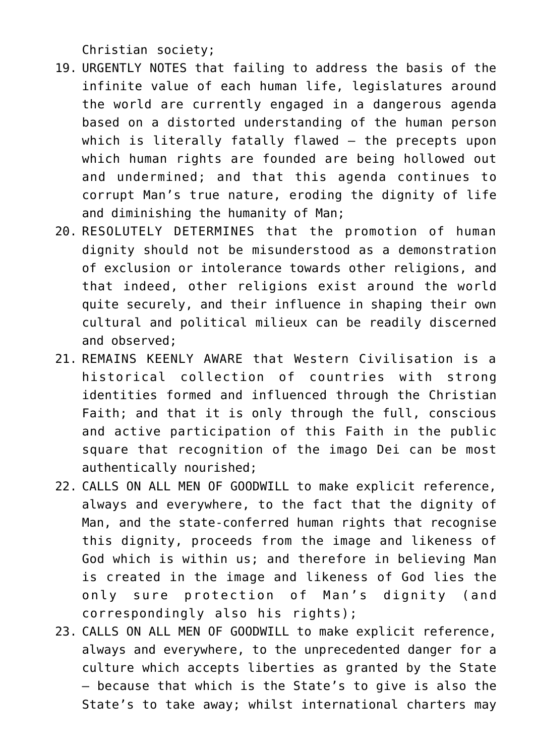Christian society;

19. URGENTLY NOTES that failing to address the basis of the infinite value of each human life, legislatures around the world are currently engaged in a dangerous agenda based on a distorted understanding of the human person which is literally fatally flawed – the precepts upon which human rights are founded are being hollowed out and undermined; and that this agenda continues to corrupt Man's true nature, eroding the dignity of life and diminishing the humanity of Man;
20. RESOLUTELY DETERMINES that the promotion of human dignity should not be misunderstood as a demonstration of exclusion or intolerance towards other religions, and that indeed, other religions exist around the world quite securely, and their influence in shaping their own cultural and political milieux can be readily discerned and observed;
21. REMAINS KEENLY AWARE that Western Civilisation is a historical collection of countries with strong identities formed and influenced through the Christian Faith; and that it is only through the full, conscious and active participation of this Faith in the public square that recognition of the imago Dei can be most authentically nourished;
22. CALLS ON ALL MEN OF GOODWILL to make explicit reference, always and everywhere, to the fact that the dignity of Man, and the state-conferred human rights that recognise this dignity, proceeds from the image and likeness of God which is within us; and therefore in believing Man is created in the image and likeness of God lies the only sure protection of Man's dignity (and correspondingly also his rights);
23. CALLS ON ALL MEN OF GOODWILL to make explicit reference, always and everywhere, to the unprecedented danger for a culture which accepts liberties as granted by the State – because that which is the State's to give is also the State's to take away; whilst international charters may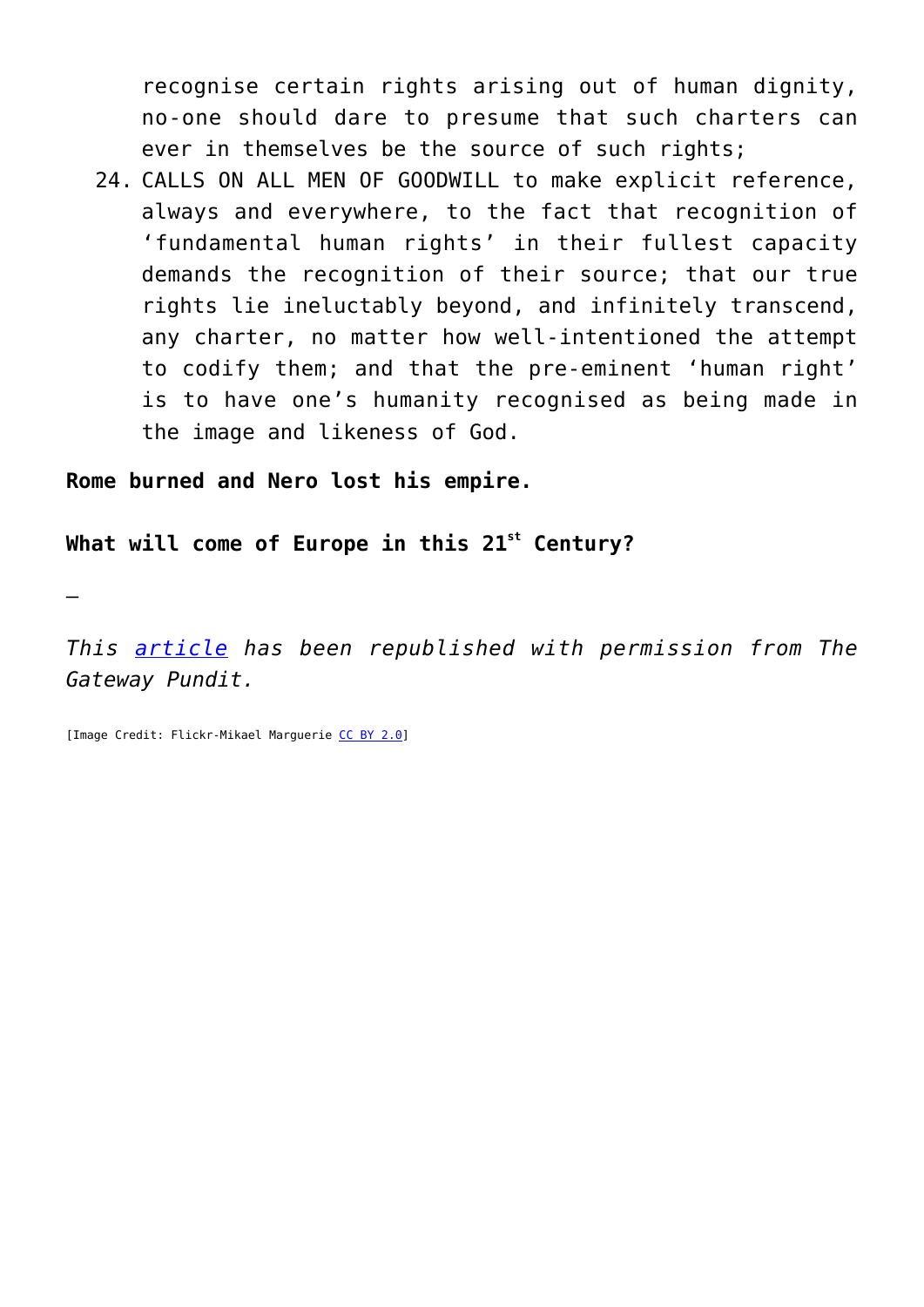recognise certain rights arising out of human dignity, no-one should dare to presume that such charters can ever in themselves be the source of such rights;

24. CALLS ON ALL MEN OF GOODWILL to make explicit reference, always and everywhere, to the fact that recognition of 'fundamental human rights' in their fullest capacity demands the recognition of their source; that our true rights lie ineluctably beyond, and infinitely transcend, any charter, no matter how well-intentioned the attempt to codify them; and that the pre-eminent 'human right' is to have one's humanity recognised as being made in the image and likeness of God.

**Rome burned and Nero lost his empire.**

**What will come of Europe in this 21st Century?**

–

*This article has been republished with permission from The Gateway Pundit.*

[Image Credit: Flickr-Mikael Marguerie CC BY 2.0]